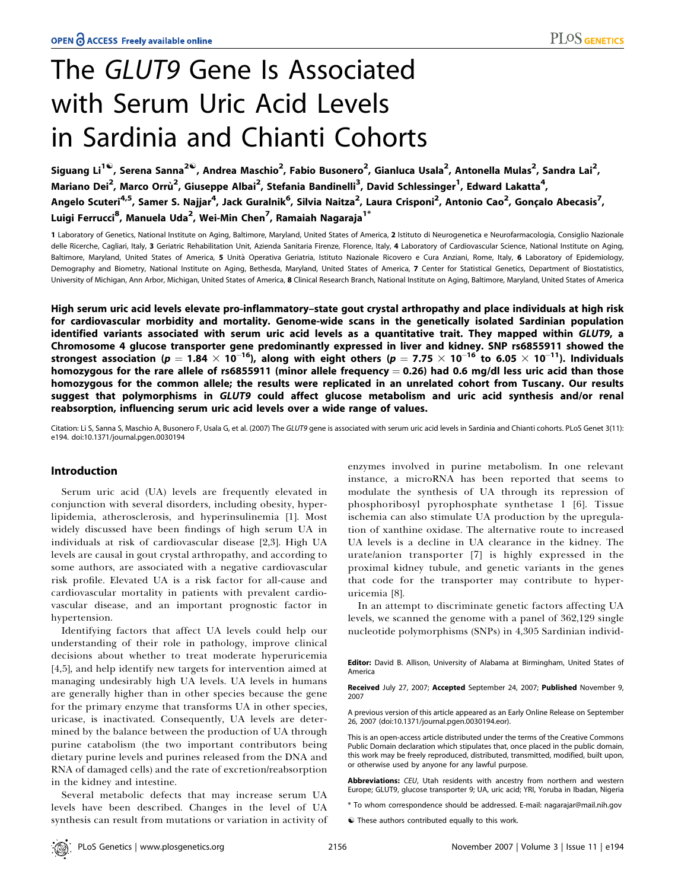# The *GLUT9* Gene Is Associated with Serum Uric Acid Levels in Sardinia and Chianti Cohorts

Siguang Li[1☯], Serena Sanna[2☯], Andrea Maschio[2], Fabio Busonero[2], Gianluca Usala[2], Antonella Mulas[2], Sandra Lai[2], Mariano Dei[2], Marco Orrù[2], Giuseppe Albai[2], Stefania Bandinelli[3], David Schlessinger[1], Edward Lakatta[4], Angelo Scuteri[4,5], Samer S. Najjar[4], Jack Guralnik[6], Silvia Naitza[2], Laura Crisponi[2], Antonio Cao[2], Gonçalo Abecasis[7], Luigi Ferrucci[8], Manuela Uda[2], Wei-Min Chen[7], Ramaiah Nagaraja[1*]

1 Laboratory of Genetics, National Institute on Aging, Baltimore, Maryland, United States of America, 2 Istituto di Neurogenetica e Neurofarmacologia, Consiglio Nazionale delle Ricerche, Cagliari, Italy, 3 Geriatric Rehabilitation Unit, Azienda Sanitaria Firenze, Florence, Italy, 4 Laboratory of Cardiovascular Science, National Institute on Aging, Baltimore, Maryland, United States of America, 5 Unità Operativa Geriatria, Istituto Nazionale Ricovero e Cura Anziani, Rome, Italy, 6 Laboratory of Epidemiology, Demography and Biometry, National Institute on Aging, Bethesda, Maryland, United States of America, 7 Center for Statistical Genetics, Department of Biostatistics, University of Michigan, Ann Arbor, Michigan, United States of America, 8 Clinical Research Branch, National Institute on Aging, Baltimore, Maryland, United States of America

**High serum uric acid levels elevate pro-inflammatory–state gout crystal arthropathy and place individuals at high risk for cardiovascular morbidity and mortality. Genome-wide scans in the genetically isolated Sardinian population identified variants associated with serum uric acid levels as a quantitative trait. They mapped within *GLUT9*, a Chromosome 4 glucose transporter gene predominantly expressed in liver and kidney. SNP rs6855911 showed the strongest association ($p = 1.84 \times 10^{-16}$), along with eight others ($p = 7.75 \times 10^{-16}$ to $6.05 \times 10^{-11}$). Individuals homozygous for the rare allele of rs6855911 (minor allele frequency = 0.26) had 0.6 mg/dl less uric acid than those homozygous for the common allele; the results were replicated in an unrelated cohort from Tuscany. Our results suggest that polymorphisms in *GLUT9* could affect glucose metabolism and uric acid synthesis and/or renal reabsorption, influencing serum uric acid levels over a wide range of values.**

Citation: Li S, Sanna S, Maschio A, Busonero F, Usala G, et al. (2007) The *GLUT9* gene is associated with serum uric acid levels in Sardinia and Chianti cohorts. PLoS Genet 3(11): e194. doi:10.1371/journal.pgen.0030194

## Introduction

Serum uric acid (UA) levels are frequently elevated in conjunction with several disorders, including obesity, hyperlipidemia, atherosclerosis, and hyperinsulinemia [1]. Most widely discussed have been findings of high serum UA in individuals at risk of cardiovascular disease [2,3]. High UA levels are causal in gout crystal arthropathy, and according to some authors, are associated with a negative cardiovascular risk profile. Elevated UA is a risk factor for all-cause and cardiovascular mortality in patients with prevalent cardiovascular disease, and an important prognostic factor in hypertension.

Identifying factors that affect UA levels could help our understanding of their role in pathology, improve clinical decisions about whether to treat moderate hyperuricemia [4,5], and help identify new targets for intervention aimed at managing undesirably high UA levels. UA levels in humans are generally higher than in other species because the gene for the primary enzyme that transforms UA in other species, uricase, is inactivated. Consequently, UA levels are determined by the balance between the production of UA through purine catabolism (the two important contributors being dietary purine levels and purines released from the DNA and RNA of damaged cells) and the rate of excretion/reabsorption in the kidney and intestine.

Several metabolic defects that may increase serum UA levels have been described. Changes in the level of UA synthesis can result from mutations or variation in activity of enzymes involved in purine metabolism. In one relevant instance, a microRNA has been reported that seems to modulate the synthesis of UA through its repression of phosphoribosyl pyrophosphate synthetase 1 [6]. Tissue ischemia can also stimulate UA production by the upregulation of xanthine oxidase. The alternative route to increased UA levels is a decline in UA clearance in the kidney. The urate/anion transporter [7] is highly expressed in the proximal kidney tubule, and genetic variants in the genes that code for the transporter may contribute to hyperuricemia [8].

In an attempt to discriminate genetic factors affecting UA levels, we scanned the genome with a panel of 362,129 single nucleotide polymorphisms (SNPs) in 4,305 Sardinian individ-

**Editor:** David B. Allison, University of Alabama at Birmingham, United States of America

**Received** July 27, 2007; **Accepted** September 24, 2007; **Published** November 9, 2007

A previous version of this article appeared as an Early Online Release on September 26, 2007 (doi:10.1371/journal.pgen.0030194.eor).

This is an open-access article distributed under the terms of the Creative Commons Public Domain declaration which stipulates that, once placed in the public domain, this work may be freely reproduced, distributed, transmitted, modified, built upon, or otherwise used by anyone for any lawful purpose.

**Abbreviations:** *CEU*, Utah residents with ancestry from northern and western Europe; GLUT9, glucose transporter 9; UA, uric acid; YRI, Yoruba in Ibadan, Nigeria

\* To whom correspondence should be addressed. E-mail: nagarajar@mail.nih.gov

☯ These authors contributed equally to this work.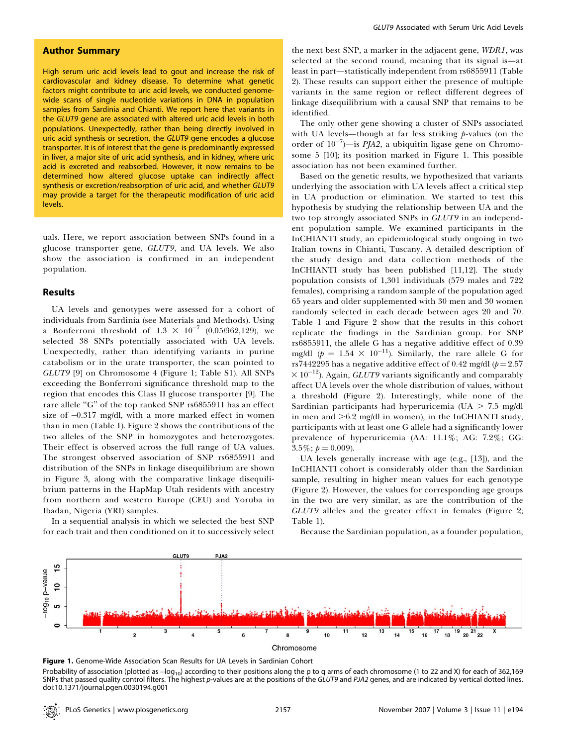## Author Summary

High serum uric acid levels lead to gout and increase the risk of cardiovascular and kidney disease. To determine what genetic factors might contribute to uric acid levels, we conducted genome-wide scans of single nucleotide variations in DNA in population samples from Sardinia and Chianti. We report here that variants in the *GLUT9* gene are associated with altered uric acid levels in both populations. Unexpectedly, rather than being directly involved in uric acid synthesis or secretion, the *GLUT9* gene encodes a glucose transporter. It is of interest that the gene is predominantly expressed in liver, a major site of uric acid synthesis, and in kidney, where uric acid is excreted and reabsorbed. However, it now remains to be determined how altered glucose uptake can indirectly affect synthesis or excretion/reabsorption of uric acid, and whether *GLUT9* may provide a target for the therapeutic modification of uric acid levels.

uals. Here, we report association between SNPs found in a glucose transporter gene, *GLUT9*, and UA levels. We also show the association is confirmed in an independent population.

## Results

UA levels and genotypes were assessed for a cohort of individuals from Sardinia (see Materials and Methods). Using a Bonferroni threshold of $1.3 \times 10^{-7}$ (0.05/362,129), we selected 38 SNPs potentially associated with UA levels. Unexpectedly, rather than identifying variants in purine catabolism or in the urate transporter, the scan pointed to *GLUT9* [9] on Chromosome 4 (Figure 1; Table S1). All SNPs exceeding the Bonferroni significance threshold map to the region that encodes this Class II glucose transporter [9]. The rare allele "G" of the top ranked SNP rs6855911 has an effect size of −0.317 mg/dl, with a more marked effect in women than in men (Table 1). Figure 2 shows the contributions of the two alleles of the SNP in homozygotes and heterozygotes. Their effect is observed across the full range of UA values. The strongest observed association of SNP rs6855911 and distribution of the SNPs in linkage disequilibrium are shown in Figure 3, along with the comparative linkage disequilibrium patterns in the HapMap Utah residents with ancestry from northern and western Europe (CEU) and Yoruba in Ibadan, Nigeria (YRI) samples.

In a sequential analysis in which we selected the best SNP for each trait and then conditioned on it to successively select the next best SNP, a marker in the adjacent gene, *WDR1*, was selected at the second round, meaning that its signal is—at least in part—statistically independent from rs6855911 (Table 2). These results can support either the presence of multiple variants in the same region or reflect different degrees of linkage disequilibrium with a causal SNP that remains to be identified.

The only other gene showing a cluster of SNPs associated with UA levels—though at far less striking *p*-values (on the order of $10^{-7}$)—is *PJA2*, a ubiquitin ligase gene on Chromosome 5 [10]; its position marked in Figure 1. This possible association has not been examined further.

Based on the genetic results, we hypothesized that variants underlying the association with UA levels affect a critical step in UA production or elimination. We started to test this hypothesis by studying the relationship between UA and the two top strongly associated SNPs in *GLUT9* in an independent population sample. We examined participants in the InCHIANTI study, an epidemiological study ongoing in two Italian towns in Chianti, Tuscany. A detailed description of the study design and data collection methods of the InCHIANTI study has been published [11,12]. The study population consists of 1,301 individuals (579 males and 722 females), comprising a random sample of the population aged 65 years and older supplemented with 30 men and 30 women randomly selected in each decade between ages 20 and 70. Table 1 and Figure 2 show that the results in this cohort replicate the findings in the Sardinian group. For SNP rs6855911, the allele G has a negative additive effect of 0.39 mg/dl ($p = 1.54 \times 10^{-11}$). Similarly, the rare allele G for rs7442295 has a negative additive effect of 0.42 mg/dl ($p = 2.57 \times 10^{-12}$). Again, *GLUT9* variants significantly and comparably affect UA levels over the whole distribution of values, without a threshold (Figure 2). Interestingly, while none of the Sardinian participants had hyperuricemia (UA > 7.5 mg/dl in men and >6.2 mg/dl in women), in the InCHIANTI study, participants with at least one G allele had a significantly lower prevalence of hyperuricemia (AA: 11.1%; AG: 7.2%; GG: 3.5%; $p = 0.009$).

UA levels generally increase with age (e.g., [13]), and the InCHIANTI cohort is considerably older than the Sardinian sample, resulting in higher mean values for each genotype (Figure 2). However, the values for corresponding age groups in the two are very similar, as are the contribution of the *GLUT9* alleles and the greater effect in females (Figure 2; Table 1).

Because the Sardinian population, as a founder population,

**Figure 1.** Genome-Wide Association Scan Results for UA Levels in Sardinian Cohort

Probability of association (plotted as $-\log_{10}$) according to their positions along the p to q arms of each chromosome (1 to 22 and X) for each of 362,169 SNPs that passed quality control filters. The highest *p*-values are at the positions of the *GLUT9* and *PJA2* genes, and are indicated by vertical dotted lines.
doi:10.1371/journal.pgen.0030194.g001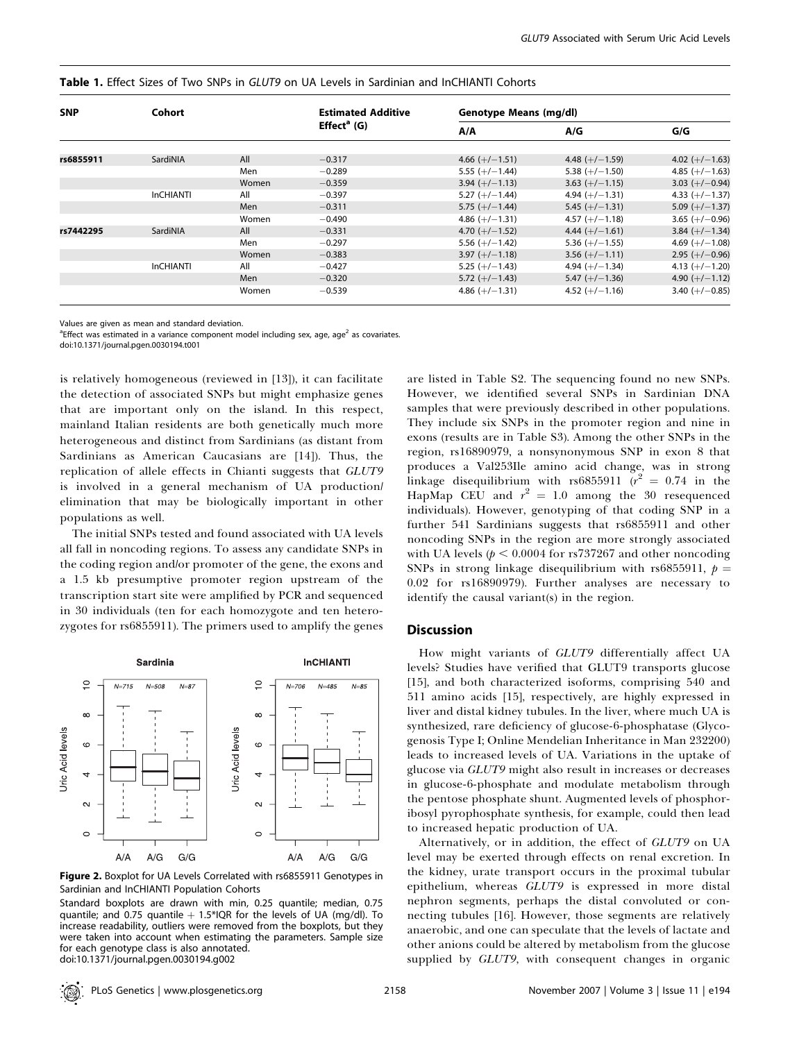**Table 1.** Effect Sizes of Two SNPs in *GLUT9* on UA Levels in Sardinian and InCHIANTI Cohorts

| SNP | Cohort | | Estimated Additive Effect[a] (G) | Genotype Means (mg/dl) | | |
|---|---|---|---|---|---|---|
| | | | | A/A | A/G | G/G |
| rs6855911 | SardiNIA | All | −0.317 | 4.66 (+/−1.51) | 4.48 (+/−1.59) | 4.02 (+/−1.63) |
| | | Men | −0.289 | 5.55 (+/−1.44) | 5.38 (+/−1.50) | 4.85 (+/−1.63) |
| | | Women | −0.359 | 3.94 (+/−1.13) | 3.63 (+/−1.15) | 3.03 (+/−0.94) |
| | InCHIANTI | All | −0.397 | 5.27 (+/−1.44) | 4.94 (+/−1.31) | 4.33 (+/−1.37) |
| | | Men | −0.311 | 5.75 (+/−1.44) | 5.45 (+/−1.31) | 5.09 (+/−1.37) |
| | | Women | −0.490 | 4.86 (+/−1.31) | 4.57 (+/−1.18) | 3.65 (+/−0.96) |
| rs7442295 | SardiNIA | All | −0.331 | 4.70 (+/−1.52) | 4.44 (+/−1.61) | 3.84 (+/−1.34) |
| | | Men | −0.297 | 5.56 (+/−1.42) | 5.36 (+/−1.55) | 4.69 (+/−1.08) |
| | | Women | −0.383 | 3.97 (+/−1.18) | 3.56 (+/−1.11) | 2.95 (+/−0.96) |
| | InCHIANTI | All | −0.427 | 5.25 (+/−1.43) | 4.94 (+/−1.34) | 4.13 (+/−1.20) |
| | | Men | −0.320 | 5.72 (+/−1.43) | 5.47 (+/−1.36) | 4.90 (+/−1.12) |
| | | Women | −0.539 | 4.86 (+/−1.31) | 4.52 (+/−1.16) | 3.40 (+/−0.85) |

Values are given as mean and standard deviation.

[a]Effect was estimated in a variance component model including sex, age, age$^2$ as covariates.

doi:10.1371/journal.pgen.0030194.t001

is relatively homogeneous (reviewed in [13]), it can facilitate the detection of associated SNPs but might emphasize genes that are important only on the island. In this respect, mainland Italian residents are both genetically much more heterogeneous and distinct from Sardinians (as distant from Sardinians as American Caucasians are [14]). Thus, the replication of allele effects in Chianti suggests that *GLUT9* is involved in a general mechanism of UA production/elimination that may be biologically important in other populations as well.

The initial SNPs tested and found associated with UA levels all fall in noncoding regions. To assess any candidate SNPs in the coding region and/or promoter of the gene, the exons and a 1.5 kb presumptive promoter region upstream of the transcription start site were amplified by PCR and sequenced in 30 individuals (ten for each homozygote and ten heterozygotes for rs6855911). The primers used to amplify the genes are listed in Table S2. The sequencing found no new SNPs. However, we identified several SNPs in Sardinian DNA samples that were previously described in other populations. They include six SNPs in the promoter region and nine in exons (results are in Table S3). Among the other SNPs in the region, rs16890979, a nonsynonymous SNP in exon 8 that produces a Val253Ile amino acid change, was in strong linkage disequilibrium with rs6855911 ($r^2$ = 0.74 in the HapMap CEU and $r^2$ = 1.0 among the 30 resequenced individuals). However, genotyping of that coding SNP in a further 541 Sardinians suggests that rs6855911 and other noncoding SNPs in the region are more strongly associated with UA levels ($p < 0.0004$ for rs737267 and other noncoding SNPs in strong linkage disequilibrium with rs6855911, $p = 0.02$ for rs16890979). Further analyses are necessary to identify the causal variant(s) in the region.

**Figure 2.** Boxplot for UA Levels Correlated with rs6855911 Genotypes in Sardinian and InCHIANTI Population Cohorts

Standard boxplots are drawn with min, 0.25 quantile; median, 0.75 quantile; and 0.75 quantile + 1.5*IQR for the levels of UA (mg/dl). To increase readability, outliers were removed from the boxplots, but they were taken into account when estimating the parameters. Sample size for each genotype class is also annotated.

doi:10.1371/journal.pgen.0030194.g002

## Discussion

How might variants of *GLUT9* differentially affect UA levels? Studies have verified that GLUT9 transports glucose [15], and both characterized isoforms, comprising 540 and 511 amino acids [15], respectively, are highly expressed in liver and distal kidney tubules. In the liver, where much UA is synthesized, rare deficiency of glucose-6-phosphatase (Glycogenosis Type I; Online Mendelian Inheritance in Man 232200) leads to increased levels of UA. Variations in the uptake of glucose via *GLUT9* might also result in increases or decreases in glucose-6-phosphate and modulate metabolism through the pentose phosphate shunt. Augmented levels of phosphoribosyl pyrophosphate synthesis, for example, could then lead to increased hepatic production of UA.

Alternatively, or in addition, the effect of *GLUT9* on UA level may be exerted through effects on renal excretion. In the kidney, urate transport occurs in the proximal tubular epithelium, whereas *GLUT9* is expressed in more distal nephron segments, perhaps the distal convoluted or connecting tubules [16]. However, those segments are relatively anaerobic, and one can speculate that the levels of lactate and other anions could be altered by metabolism from the glucose supplied by *GLUT9*, with consequent changes in organic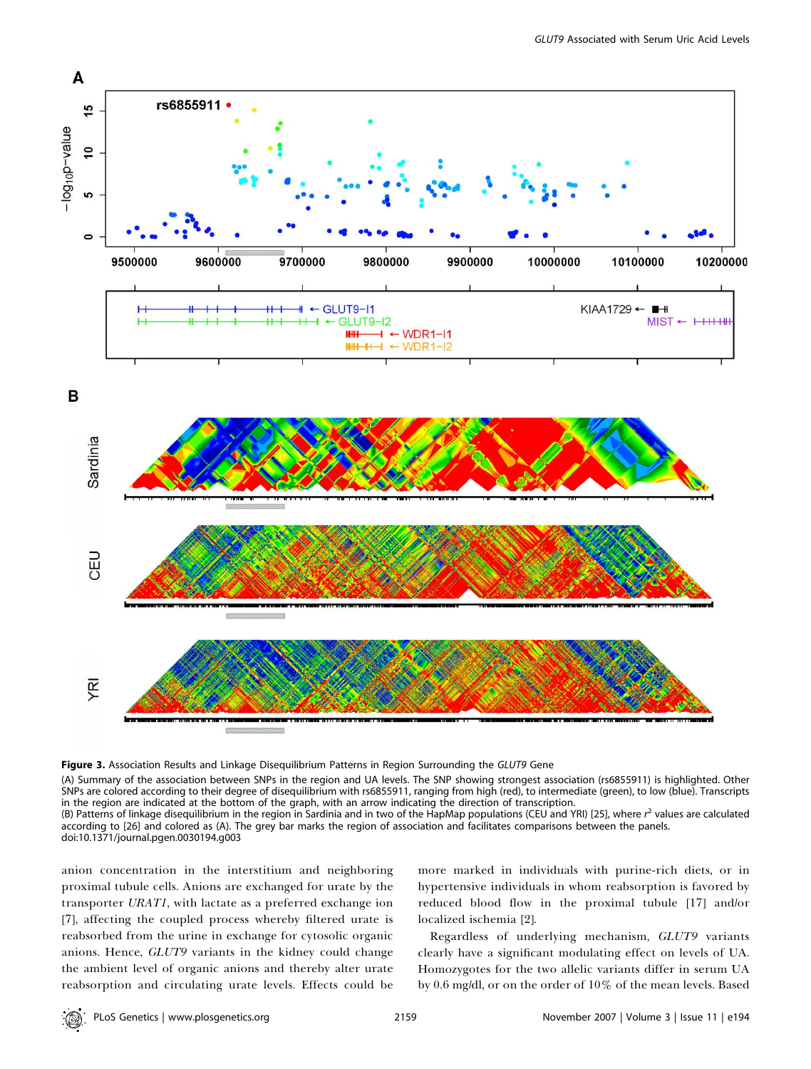**Figure 3.** Association Results and Linkage Disequilibrium Patterns in Region Surrounding the *GLUT9* Gene

(A) Summary of the association between SNPs in the region and UA levels. The SNP showing strongest association (rs6855911) is highlighted. Other SNPs are colored according to their degree of disequilibrium with rs6855911, ranging from high (red), to intermediate (green), to low (blue). Transcripts in the region are indicated at the bottom of the graph, with an arrow indicating the direction of transcription.

(B) Patterns of linkage disequilibrium in the region in Sardinia and in two of the HapMap populations (CEU and YRI) [25], where $r^2$ values are calculated according to [26] and colored as (A). The grey bar marks the region of association and facilitates comparisons between the panels.

doi:10.1371/journal.pgen.0030194.g003

anion concentration in the interstitium and neighboring proximal tubule cells. Anions are exchanged for urate by the transporter *URAT1*, with lactate as a preferred exchange ion [7], affecting the coupled process whereby filtered urate is reabsorbed from the urine in exchange for cytosolic organic anions. Hence, *GLUT9* variants in the kidney could change the ambient level of organic anions and thereby alter urate reabsorption and circulating urate levels. Effects could be more marked in individuals with purine-rich diets, or in hypertensive individuals in whom reabsorption is favored by reduced blood flow in the proximal tubule [17] and/or localized ischemia [2].

Regardless of underlying mechanism, *GLUT9* variants clearly have a significant modulating effect on levels of UA. Homozygotes for the two allelic variants differ in serum UA by 0.6 mg/dl, or on the order of 10% of the mean levels. Based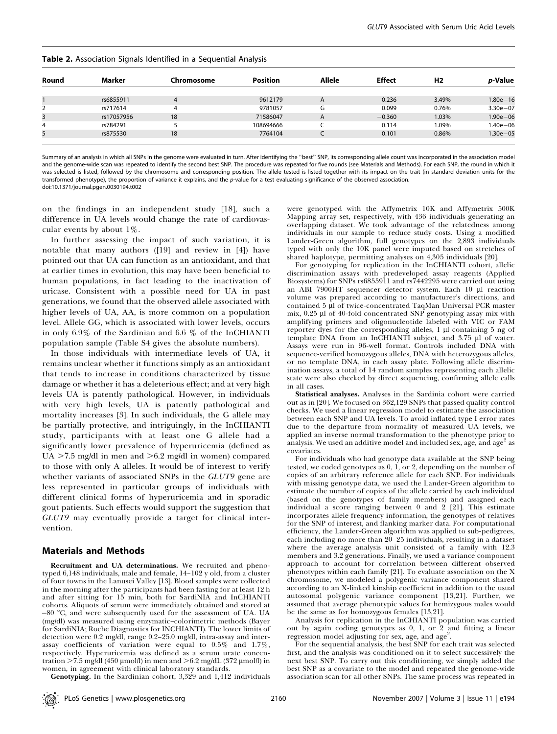**Table 2.** Association Signals Identified in a Sequential Analysis

| Round | Marker | Chromosome | Position | Allele | Effect | H2 | *p*-Value |
|---|---|---|---|---|---|---|---|
| 1 | rs6855911 | 4 | 9612179 | A | 0.236 | 3.49% | 1.80e−16 |
| 2 | rs717614 | 4 | 9781057 | G | 0.099 | 0.76% | 3.30e−07 |
| 3 | rs17057956 | 18 | 71586047 | A | −0.360 | 1.03% | 1.90e−06 |
| 4 | rs784291 | 5 | 108694666 | C | 0.114 | 1.09% | 1.40e−06 |
| 5 | rs875530 | 18 | 7764104 | C | 0.101 | 0.86% | 1.30e−05 |

Summary of an analysis in which all SNPs in the genome were evaluated in turn. After identifying the "best" SNP, its corresponding allele count was incorporated in the association model and the genome-wide scan was repeated to identify the second best SNP. The procedure was repeated for five rounds (see Materials and Methods). For each SNP, the round in which it was selected is listed, followed by the chromosome and corresponding position. The allele tested is listed together with its impact on the trait (in standard deviation units for the transformed phenotype), the proportion of variance it explains, and the *p*-value for a test evaluating significance of the observed association.
doi:10.1371/journal.pgen.0030194.t002

on the findings in an independent study [18], such a difference in UA levels would change the rate of cardiovascular events by about 1%.

In further assessing the impact of such variation, it is notable that many authors ([19] and review in [4]) have pointed out that UA can function as an antioxidant, and that at earlier times in evolution, this may have been beneficial to human populations, in fact leading to the inactivation of uricase. Consistent with a possible need for UA in past generations, we found that the observed allele associated with higher levels of UA, AA, is more common on a population level. Allele GG, which is associated with lower levels, occurs in only 6.9% of the Sardinian and 6.6 % of the InCHIANTI population sample (Table S4 gives the absolute numbers).

In those individuals with intermediate levels of UA, it remains unclear whether it functions simply as an antioxidant that tends to increase in conditions characterized by tissue damage or whether it has a deleterious effect; and at very high levels UA is patently pathological. However, in individuals with very high levels, UA is patently pathological and mortality increases [3]. In such individuals, the G allele may be partially protective, and intriguingly, in the InCHIANTI study, participants with at least one G allele had a significantly lower prevalence of hyperuricemia (defined as UA >7.5 mg/dl in men and >6.2 mg/dl in women) compared to those with only A alleles. It would be of interest to verify whether variants of associated SNPs in the *GLUT9* gene are less represented in particular groups of individuals with different clinical forms of hyperuricemia and in sporadic gout patients. Such effects would support the suggestion that *GLUT9* may eventually provide a target for clinical intervention.

## Materials and Methods

**Recruitment and UA determinations.** We recruited and phenotyped 6,148 individuals, male and female, 14–102 y old, from a cluster of four towns in the Lanusei Valley [13]. Blood samples were collected in the morning after the participants had been fasting for at least 12 h and after sitting for 15 min, both for SardiNIA and InCHIANTI cohorts. Aliquots of serum were immediately obtained and stored at −80 °C, and were subsequently used for the assessment of UA. UA (mg/dl) was measured using enzymatic–colorimetric methods (Bayer for SardiNIA; Roche Diagnostics for INCHIANTI). The lower limits of detection were 0.2 mg/dl, range 0.2–25.0 mg/dl, intra-assay and inter-assay coefficients of variation were equal to 0.5% and 1.7%, respectively. Hyperuricemia was defined as a serum urate concentration >7.5 mg/dl (450 μmol/l) in men and >6.2 mg/dL (372 μmol/l) in women, in agreement with clinical laboratory standards.

**Genotyping.** In the Sardinian cohort, 3,329 and 1,412 individuals were genotyped with the Affymetrix 10K and Affymetrix 500K Mapping array set, respectively, with 436 individuals generating an overlapping dataset. We took advantage of the relatedness among individuals in our sample to reduce study costs. Using a modified Lander-Green algorithm, full genotypes on the 2,893 individuals typed with only the 10K panel were imputed based on stretches of shared haplotype, permitting analyses on 4,305 individuals [20].

For genotyping for replication in the InCHIANTI cohort, allelic discrimination assays with predeveloped assay reagents (Applied Biosystems) for SNPs rs6855911 and rs7442295 were carried out using an ABI 7900HT sequencer detector system. Each 10 μl reaction volume was prepared according to manufacturer's directions, and contained 5 μl of twice-concentrated TaqMan Universal PCR master mix, 0.25 μl of 40-fold concentrated SNP genotyping assay mix with amplifying primers and oligonucleotide labeled with VIC or FAM reporter dyes for the corresponding alleles, 1 μl containing 5 ng of template DNA from an InCHIANTI subject, and 3.75 μl of water. Assays were run in 96-well format. Controls included DNA with sequence-verified homozygous alleles, DNA with heterozygous alleles, or no template DNA, in each assay plate. Following allele discrimination assays, a total of 14 random samples representing each allelic state were also checked by direct sequencing, confirming allele calls in all cases.

**Statistical analyses.** Analyses in the Sardinia cohort were carried out as in [20]. We focused on 362,129 SNPs that passed quality control checks. We used a linear regression model to estimate the association between each SNP and UA levels. To avoid inflated type I error rates due to the departure from normality of measured UA levels, we applied an inverse normal transformation to the phenotype prior to analysis. We used an additive model and included sex, age, and age$^2$ as covariates.

For individuals who had genotype data available at the SNP being tested, we coded genotypes as 0, 1, or 2, depending on the number of copies of an arbitrary reference allele for each SNP. For individuals with missing genotype data, we used the Lander-Green algorithm to estimate the number of copies of the allele carried by each individual (based on the genotypes of family members) and assigned each individual a score ranging between 0 and 2 [21]. This estimate incorporates allele frequency information, the genotypes of relatives for the SNP of interest, and flanking marker data. For computational efficiency, the Lander-Green algorithm was applied to sub-pedigrees, each including no more than 20–25 individuals, resulting in a dataset where the average analysis unit consisted of a family with 12.3 members and 3.2 generations. Finally, we used a variance component approach to account for correlation between different observed phenotypes within each family [21]. To evaluate association on the X chromosome, we modeled a polygenic variance component shared according to an X-linked kinship coefficient in addition to the usual autosomal polygenic variance component [13,21]. Further, we assumed that average phenotypic values for hemizygous males would be the same as for homozygous females [13,21].

Analysis for replication in the InCHIANTI population was carried out by again coding genotypes as 0, 1, or 2 and fitting a linear regression model adjusting for sex, age, and age$^2$.

For the sequential analysis, the best SNP for each trait was selected first, and the analysis was conditioned on it to select successively the next best SNP. To carry out this conditioning, we simply added the best SNP as a covariate to the model and repeated the genome-wide association scan for all other SNPs. The same process was repeated in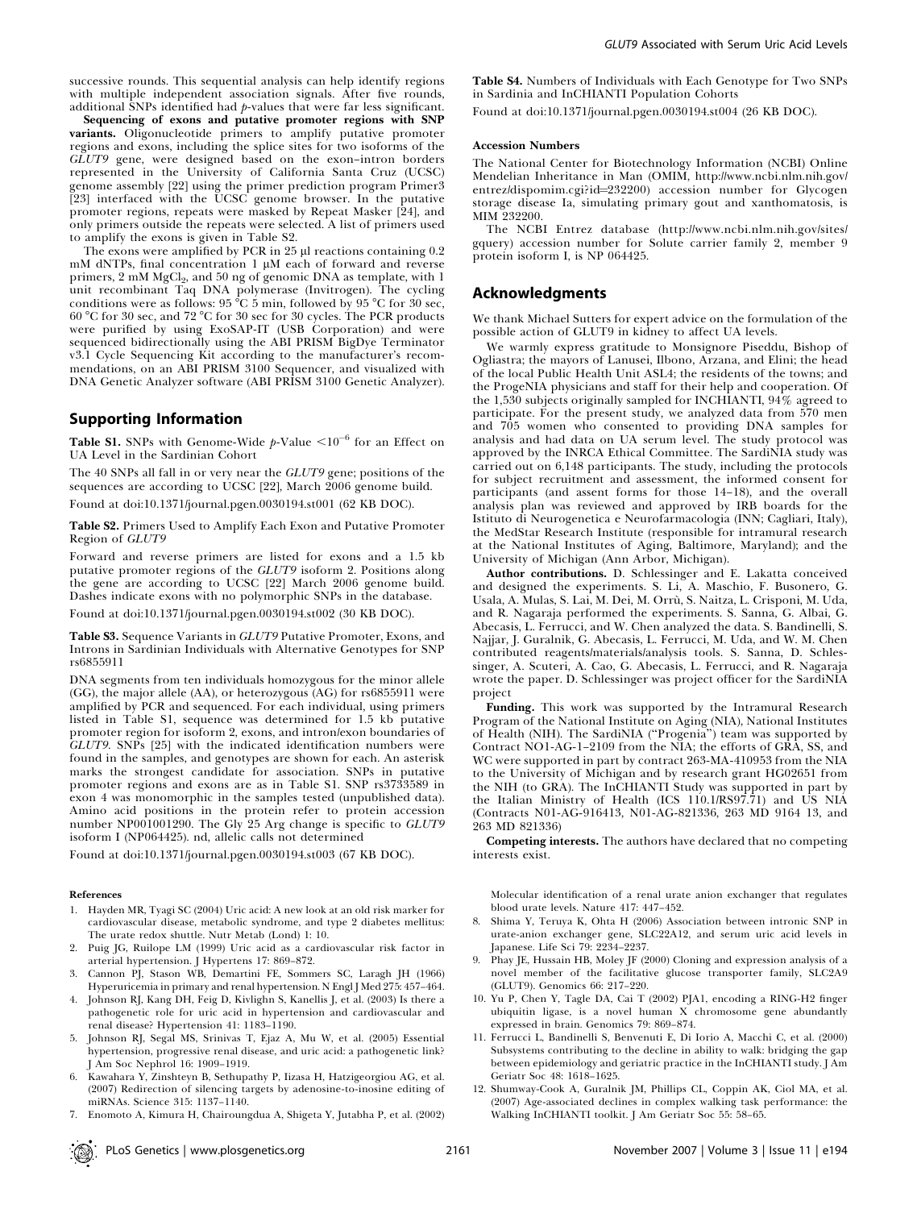successive rounds. This sequential analysis can help identify regions with multiple independent association signals. After five rounds, additional SNPs identified had $p$-values that were far less significant.

**Sequencing of exons and putative promoter regions with SNP variants.** Oligonucleotide primers to amplify putative promoter regions and exons, including the splice sites for two isoforms of the *GLUT9* gene, were designed based on the exon–intron borders represented in the University of California Santa Cruz (UCSC) genome assembly [22] using the primer prediction program Primer3 [23] interfaced with the UCSC genome browser. In the putative promoter regions, repeats were masked by Repeat Masker [24], and only primers outside the repeats were selected. A list of primers used to amplify the exons is given in Table S2.

The exons were amplified by PCR in 25 μl reactions containing 0.2 mM dNTPs, final concentration 1 μM each of forward and reverse primers, 2 mM $MgCl_2$, and 50 ng of genomic DNA as template, with 1 unit recombinant Taq DNA polymerase (Invitrogen). The cycling conditions were as follows: 95 °C 5 min, followed by 95 °C for 30 sec, 60 °C for 30 sec, and 72 °C for 30 sec for 30 cycles. The PCR products were purified by using ExoSAP-IT (USB Corporation) and were sequenced bidirectionally using the ABI PRISM BigDye Terminator v3.1 Cycle Sequencing Kit according to the manufacturer's recommendations, on an ABI PRISM 3100 Sequencer, and visualized with DNA Genetic Analyzer software (ABI PRISM 3100 Genetic Analyzer).

## Supporting Information

**Table S1.** SNPs with Genome-Wide $p$-Value $<10^{-6}$ for an Effect on UA Level in the Sardinian Cohort

The 40 SNPs all fall in or very near the *GLUT9* gene; positions of the sequences are according to UCSC [22], March 2006 genome build.

Found at doi:10.1371/journal.pgen.0030194.st001 (62 KB DOC).

**Table S2.** Primers Used to Amplify Each Exon and Putative Promoter Region of *GLUT9*

Forward and reverse primers are listed for exons and a 1.5 kb putative promoter regions of the *GLUT9* isoform 2. Positions along the gene are according to UCSC [22] March 2006 genome build. Dashes indicate exons with no polymorphic SNPs in the database.

Found at doi:10.1371/journal.pgen.0030194.st002 (30 KB DOC).

**Table S3.** Sequence Variants in *GLUT9* Putative Promoter, Exons, and Introns in Sardinian Individuals with Alternative Genotypes for SNP rs6855911

DNA segments from ten individuals homozygous for the minor allele (GG), the major allele (AA), or heterozygous (AG) for rs6855911 were amplified by PCR and sequenced. For each individual, using primers listed in Table S1, sequence was determined for 1.5 kb putative promoter region for isoform 2, exons, and intron/exon boundaries of *GLUT9*. SNPs [25] with the indicated identification numbers were found in the samples, and genotypes are shown for each. An asterisk marks the strongest candidate for association. SNPs in putative promoter regions and exons are as in Table S1. SNP rs3733589 in exon 4 was monomorphic in the samples tested (unpublished data). Amino acid positions in the protein refer to protein accession number NP001001290. The Gly 25 Arg change is specific to *GLUT9* isoform I (NP064425). nd, allelic calls not determined

Found at doi:10.1371/journal.pgen.0030194.st003 (67 KB DOC).

**Table S4.** Numbers of Individuals with Each Genotype for Two SNPs in Sardinia and InCHIANTI Population Cohorts

Found at doi:10.1371/journal.pgen.0030194.st004 (26 KB DOC).

#### Accession Numbers

The National Center for Biotechnology Information (NCBI) Online Mendelian Inheritance in Man (OMIM, http://www.ncbi.nlm.nih.gov/entrez/dispomim.cgi?id=232200) accession number for Glycogen storage disease Ia, simulating primary gout and xanthomatosis, is MIM 232200.

The NCBI Entrez database (http://www.ncbi.nlm.nih.gov/sites/gquery) accession number for Solute carrier family 2, member 9 protein isoform I, is NP 064425.

## Acknowledgments

We thank Michael Sutters for expert advice on the formulation of the possible action of GLUT9 in kidney to affect UA levels.

We warmly express gratitude to Monsignore Piseddu, Bishop of Ogliastra; the mayors of Lanusei, Ilbono, Arzana, and Elini; the head of the local Public Health Unit ASL4; the residents of the towns; and the ProgeNIA physicians and staff for their help and cooperation. Of the 1,530 subjects originally sampled for INCHIANTI, 94% agreed to participate. For the present study, we analyzed data from 570 men and 705 women who consented to providing DNA samples for analysis and had data on UA serum level. The study protocol was approved by the INRCA Ethical Committee. The SardiNIA study was carried out on 6,148 participants. The study, including the protocols for subject recruitment and assessment, the informed consent for participants (and assent forms for those 14–18), and the overall analysis plan was reviewed and approved by IRB boards for the Istituto di Neurogenetica e Neurofarmacologia (INN; Cagliari, Italy), the MedStar Research Institute (responsible for intramural research at the National Institutes of Aging, Baltimore, Maryland); and the University of Michigan (Ann Arbor, Michigan).

**Author contributions.** D. Schlessinger and E. Lakatta conceived and designed the experiments. S. Li, A. Maschio, F. Busonero, G. Usala, A. Mulas, S. Lai, M. Dei, M. Orrù, S. Naitza, L. Crisponi, M. Uda, and R. Nagaraja performed the experiments. S. Sanna, G. Albai, G. Abecasis, L. Ferrucci, and W. Chen analyzed the data. S. Bandinelli, S. Najjar, J. Guralnik, G. Abecasis, L. Ferrucci, M. Uda, and W. M. Chen contributed reagents/materials/analysis tools. S. Sanna, D. Schlessinger, A. Scuteri, A. Cao, G. Abecasis, L. Ferrucci, and R. Nagaraja wrote the paper. D. Schlessinger was project officer for the SardiNIA project

**Funding.** This work was supported by the Intramural Research Program of the National Institute on Aging (NIA), National Institutes of Health (NIH). The SardiNIA ("Progenia") team was supported by Contract NO1-AG-1–2109 from the NIA; the efforts of GRA, SS, and WC were supported in part by contract 263-MA-410953 from the NIA to the University of Michigan and by research grant HG02651 from the NIH (to GRA). The InCHIANTI Study was supported in part by the Italian Ministry of Health (ICS 110.1/RS97.71) and US NIA (Contracts N01-AG-916413, N01-AG-821336, 263 MD 9164 13, and 263 MD 821336)

**Competing interests.** The authors have declared that no competing interests exist.

#### References

1. Hayden MR, Tyagi SC (2004) Uric acid: A new look at an old risk marker for cardiovascular disease, metabolic syndrome, and type 2 diabetes mellitus: The urate redox shuttle. Nutr Metab (Lond) 1: 10.
2. Puig JG, Ruilope LM (1999) Uric acid as a cardiovascular risk factor in arterial hypertension. J Hypertens 17: 869–872.
3. Cannon PJ, Stason WB, Demartini FE, Sommers SC, Laragh JH (1966) Hyperuricemia in primary and renal hypertension. N Engl J Med 275: 457–464.
4. Johnson RJ, Kang DH, Feig D, Kivlighn S, Kanellis J, et al. (2003) Is there a pathogenetic role for uric acid in hypertension and cardiovascular and renal disease? Hypertension 41: 1183–1190.
5. Johnson RJ, Segal MS, Srinivas T, Ejaz A, Mu W, et al. (2005) Essential hypertension, progressive renal disease, and uric acid: a pathogenetic link? J Am Soc Nephrol 16: 1909–1919.
6. Kawahara Y, Zinshteyn B, Sethupathy P, Iizasa H, Hatzigeorgiou AG, et al. (2007) Redirection of silencing targets by adenosine-to-inosine editing of miRNAs. Science 315: 1137–1140.
7. Enomoto A, Kimura H, Chairoungdua A, Shigeta Y, Jutabha P, et al. (2002) Molecular identification of a renal urate anion exchanger that regulates blood urate levels. Nature 417: 447–452.
8. Shima Y, Teruya K, Ohta H (2006) Association between intronic SNP in urate-anion exchanger gene, SLC22A12, and serum uric acid levels in Japanese. Life Sci 79: 2234–2237.
9. Phay JE, Hussain HB, Moley JF (2000) Cloning and expression analysis of a novel member of the facilitative glucose transporter family, SLC2A9 (GLUT9). Genomics 66: 217–220.
10. Yu P, Chen Y, Tagle DA, Cai T (2002) PJA1, encoding a RING-H2 finger ubiquitin ligase, is a novel human X chromosome gene abundantly expressed in brain. Genomics 79: 869–874.
11. Ferrucci L, Bandinelli S, Benvenuti E, Di Iorio A, Macchi C, et al. (2000) Subsystems contributing to the decline in ability to walk: bridging the gap between epidemiology and geriatric practice in the InCHIANTI study. J Am Geriatr Soc 48: 1618–1625.
12. Shumway-Cook A, Guralnik JM, Phillips CL, Coppin AK, Ciol MA, et al. (2007) Age-associated declines in complex walking task performance: the Walking InCHIANTI toolkit. J Am Geriatr Soc 55: 58–65.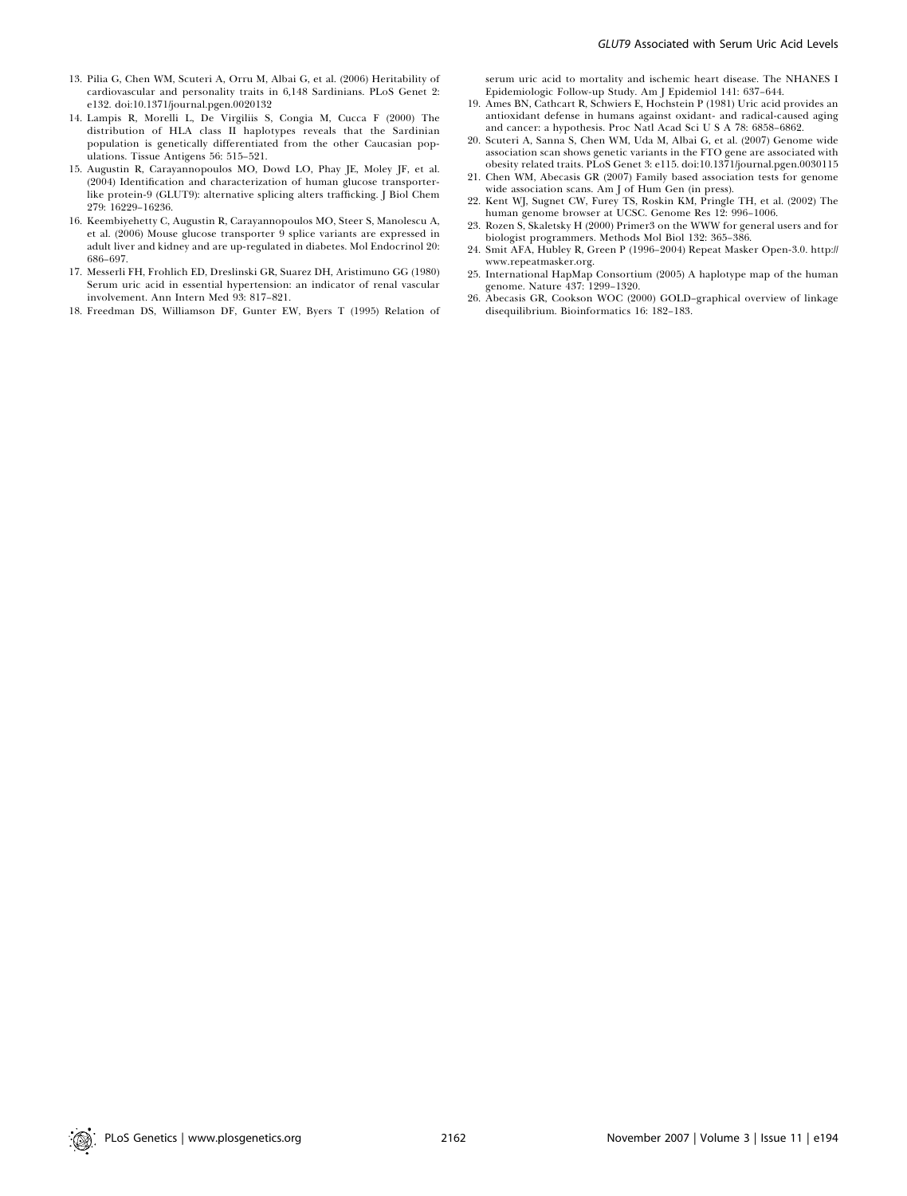13. Pilia G, Chen WM, Scuteri A, Orru M, Albai G, et al. (2006) Heritability of cardiovascular and personality traits in 6,148 Sardinians. PLoS Genet 2: e132. doi:10.1371/journal.pgen.0020132
14. Lampis R, Morelli L, De Virgiliis S, Congia M, Cucca F (2000) The distribution of HLA class II haplotypes reveals that the Sardinian population is genetically differentiated from the other Caucasian populations. Tissue Antigens 56: 515–521.
15. Augustin R, Carayannopoulos MO, Dowd LO, Phay JE, Moley JF, et al. (2004) Identification and characterization of human glucose transporter-like protein-9 (GLUT9): alternative splicing alters trafficking. J Biol Chem 279: 16229–16236.
16. Keembiyehetty C, Augustin R, Carayannopoulos MO, Steer S, Manolescu A, et al. (2006) Mouse glucose transporter 9 splice variants are expressed in adult liver and kidney and are up-regulated in diabetes. Mol Endocrinol 20: 686–697.
17. Messerli FH, Frohlich ED, Dreslinski GR, Suarez DH, Aristimuno GG (1980) Serum uric acid in essential hypertension: an indicator of renal vascular involvement. Ann Intern Med 93: 817–821.
18. Freedman DS, Williamson DF, Gunter EW, Byers T (1995) Relation of serum uric acid to mortality and ischemic heart disease. The NHANES I Epidemiologic Follow-up Study. Am J Epidemiol 141: 637–644.
19. Ames BN, Cathcart R, Schwiers E, Hochstein P (1981) Uric acid provides an antioxidant defense in humans against oxidant- and radical-caused aging and cancer: a hypothesis. Proc Natl Acad Sci U S A 78: 6858–6862.
20. Scuteri A, Sanna S, Chen WM, Uda M, Albai G, et al. (2007) Genome wide association scan shows genetic variants in the FTO gene are associated with obesity related traits. PLoS Genet 3: e115. doi:10.1371/journal.pgen.0030115
21. Chen WM, Abecasis GR (2007) Family based association tests for genome wide association scans. Am J of Hum Gen (in press).
22. Kent WJ, Sugnet CW, Furey TS, Roskin KM, Pringle TH, et al. (2002) The human genome browser at UCSC. Genome Res 12: 996–1006.
23. Rozen S, Skaletsky H (2000) Primer3 on the WWW for general users and for biologist programmers. Methods Mol Biol 132: 365–386.
24. Smit AFA, Hubley R, Green P (1996–2004) Repeat Masker Open-3.0. http://www.repeatmasker.org.
25. International HapMap Consortium (2005) A haplotype map of the human genome. Nature 437: 1299–1320.
26. Abecasis GR, Cookson WOC (2000) GOLD–graphical overview of linkage disequilibrium. Bioinformatics 16: 182–183.